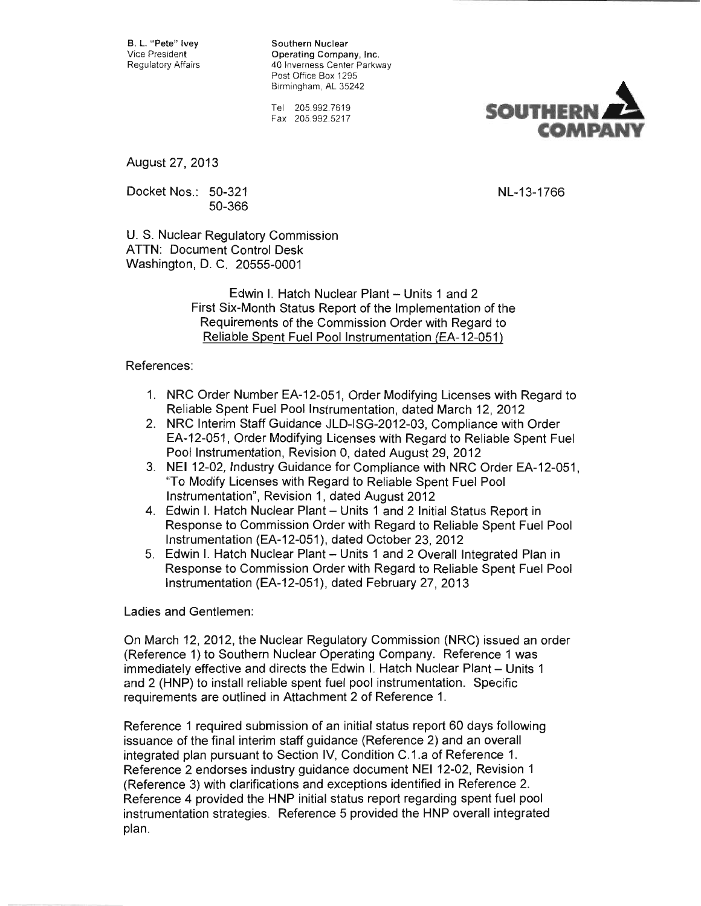B. L. "Pete" Ivey
Vice President
Regulatory Affairs

Southern Nuclear
Operating Company, Inc.
40 Inverness Center Parkway
Post Office Box 1295
Birmingham, AL 35242

Tel 205.992.7619
Fax 205.992.5217

SOUTHERN COMPANY

August 27, 2013

Docket Nos.: 50-321
50-366

NL-13-1766

U. S. Nuclear Regulatory Commission
ATTN: Document Control Desk
Washington, D. C. 20555-0001

Edwin I. Hatch Nuclear Plant – Units 1 and 2
First Six-Month Status Report of the Implementation of the Requirements of the Commission Order with Regard to Reliable Spent Fuel Pool Instrumentation (EA-12-051)

References:

1. NRC Order Number EA-12-051, Order Modifying Licenses with Regard to Reliable Spent Fuel Pool Instrumentation, dated March 12, 2012
2. NRC Interim Staff Guidance JLD-ISG-2012-03, Compliance with Order EA-12-051, Order Modifying Licenses with Regard to Reliable Spent Fuel Pool Instrumentation, Revision 0, dated August 29, 2012
3. NEI 12-02, Industry Guidance for Compliance with NRC Order EA-12-051, "To Modify Licenses with Regard to Reliable Spent Fuel Pool Instrumentation", Revision 1, dated August 2012
4. Edwin I. Hatch Nuclear Plant – Units 1 and 2 Initial Status Report in Response to Commission Order with Regard to Reliable Spent Fuel Pool Instrumentation (EA-12-051), dated October 23, 2012
5. Edwin I. Hatch Nuclear Plant – Units 1 and 2 Overall Integrated Plan in Response to Commission Order with Regard to Reliable Spent Fuel Pool Instrumentation (EA-12-051), dated February 27, 2013

Ladies and Gentlemen:

On March 12, 2012, the Nuclear Regulatory Commission (NRC) issued an order (Reference 1) to Southern Nuclear Operating Company. Reference 1 was immediately effective and directs the Edwin I. Hatch Nuclear Plant – Units 1 and 2 (HNP) to install reliable spent fuel pool instrumentation. Specific requirements are outlined in Attachment 2 of Reference 1.

Reference 1 required submission of an initial status report 60 days following issuance of the final interim staff guidance (Reference 2) and an overall integrated plan pursuant to Section IV, Condition C.1.a of Reference 1. Reference 2 endorses industry guidance document NEI 12-02, Revision 1 (Reference 3) with clarifications and exceptions identified in Reference 2. Reference 4 provided the HNP initial status report regarding spent fuel pool instrumentation strategies. Reference 5 provided the HNP overall integrated plan.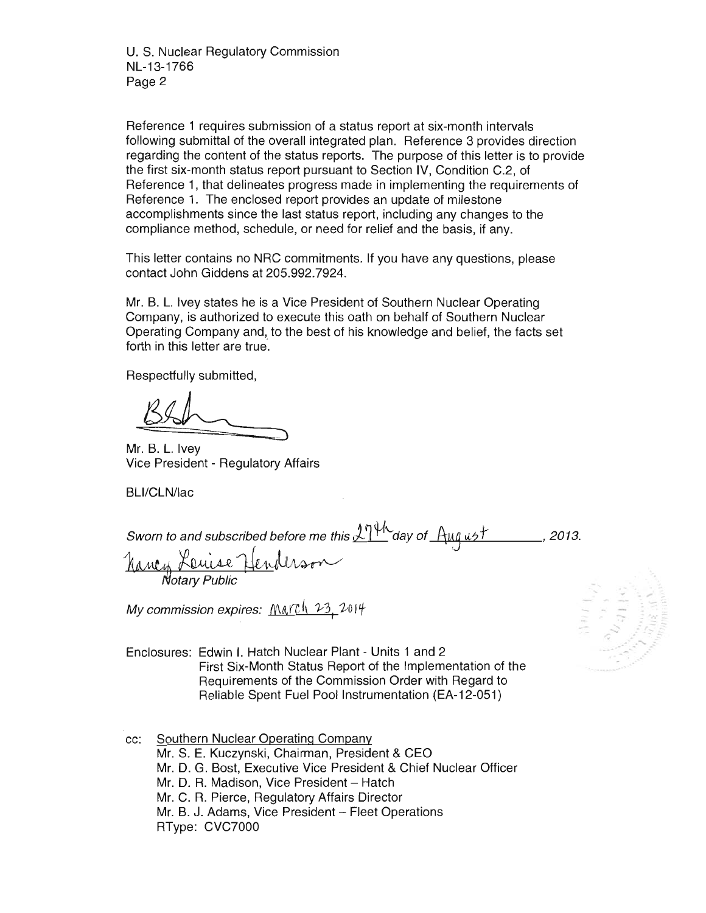U. S. Nuclear Regulatory Commission
NL-13-1766
Page 2

Reference 1 requires submission of a status report at six-month intervals following submittal of the overall integrated plan. Reference 3 provides direction regarding the content of the status reports. The purpose of this letter is to provide the first six-month status report pursuant to Section IV, Condition C.2, of Reference 1, that delineates progress made in implementing the requirements of Reference 1. The enclosed report provides an update of milestone accomplishments since the last status report, including any changes to the compliance method, schedule, or need for relief and the basis, if any.

This letter contains no NRC commitments. If you have any questions, please contact John Giddens at 205.992.7924.

Mr. B. L. Ivey states he is a Vice President of Southern Nuclear Operating Company, is authorized to execute this oath on behalf of Southern Nuclear Operating Company and, to the best of his knowledge and belief, the facts set forth in this letter are true.

Respectfully submitted,

Mr. B. L. Ivey
Vice President - Regulatory Affairs

BLI/CLN/lac

*Sworn to and subscribed before me this* 27th *day of* August *, 2013.*

Nancy Louise Henderson
*Notary Public*

*My commission expires:* March 23, 2014

Enclosures: Edwin I. Hatch Nuclear Plant - Units 1 and 2
First Six-Month Status Report of the Implementation of the Requirements of the Commission Order with Regard to Reliable Spent Fuel Pool Instrumentation (EA-12-051)

cc: Southern Nuclear Operating Company
Mr. S. E. Kuczynski, Chairman, President & CEO
Mr. D. G. Bost, Executive Vice President & Chief Nuclear Officer
Mr. D. R. Madison, Vice President – Hatch
Mr. C. R. Pierce, Regulatory Affairs Director
Mr. B. J. Adams, Vice President – Fleet Operations
RType: CVC7000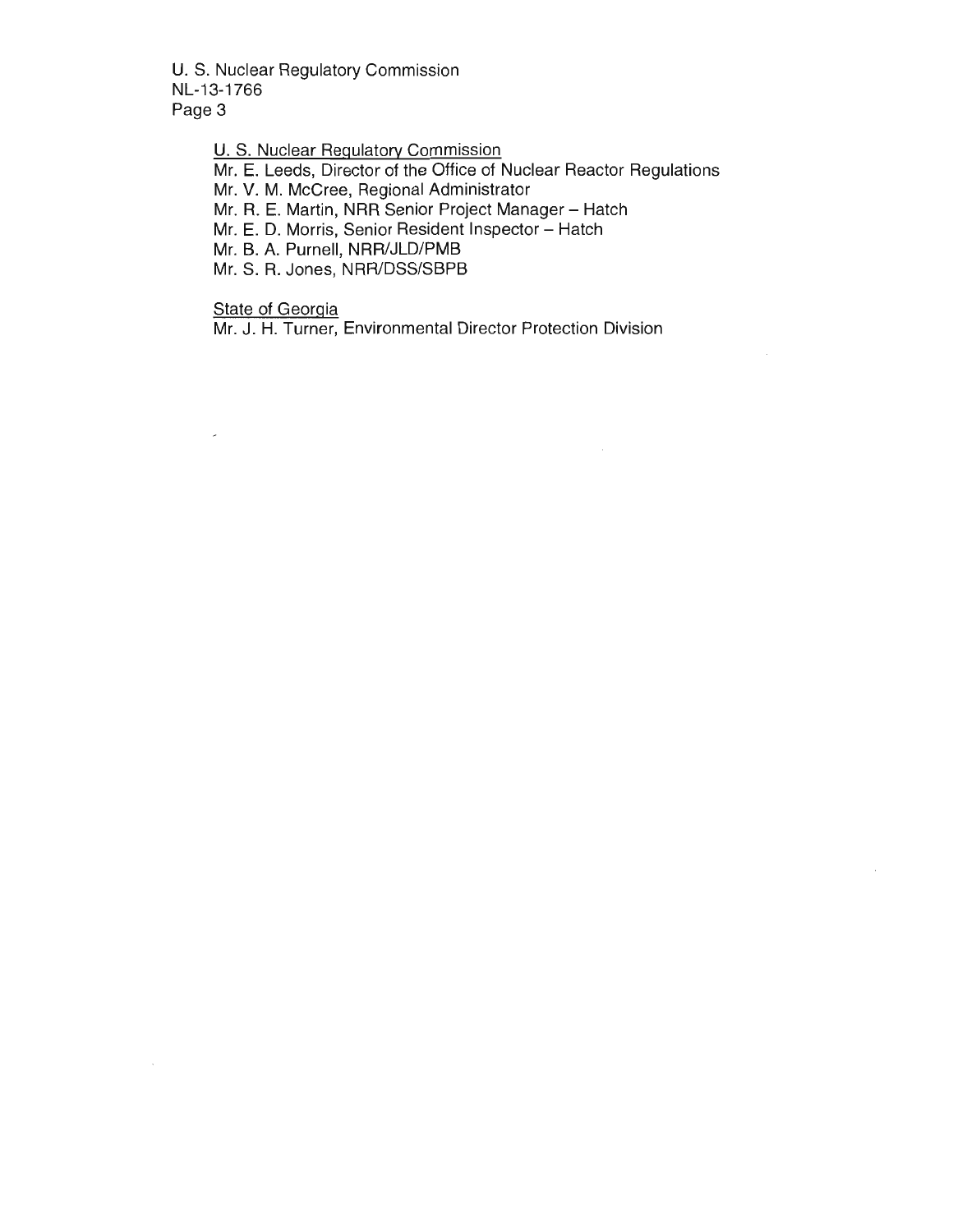U. S. Nuclear Regulatory Commission
Mr. E. Leeds, Director of the Office of Nuclear Reactor Regulations
Mr. V. M. McCree, Regional Administrator
Mr. R. E. Martin, NRR Senior Project Manager – Hatch
Mr. E. D. Morris, Senior Resident Inspector – Hatch
Mr. B. A. Purnell, NRR/JLD/PMB
Mr. S. R. Jones, NRR/DSS/SBPB

State of Georgia
Mr. J. H. Turner, Environmental Director Protection Division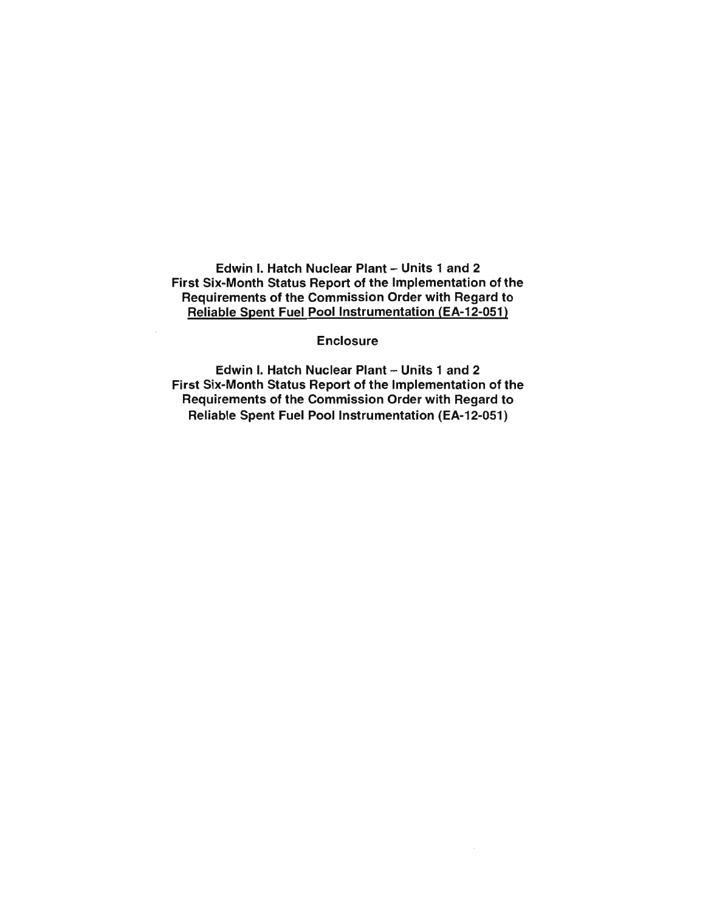**Edwin I. Hatch Nuclear Plant – Units 1 and 2**
**First Six-Month Status Report of the Implementation of the Requirements of the Commission Order with Regard to**
**<u>Reliable Spent Fuel Pool Instrumentation (EA-12-051)</u>**

**Enclosure**

**Edwin I. Hatch Nuclear Plant – Units 1 and 2**
**First Six-Month Status Report of the Implementation of the Requirements of the Commission Order with Regard to**
**Reliable Spent Fuel Pool Instrumentation (EA-12-051)**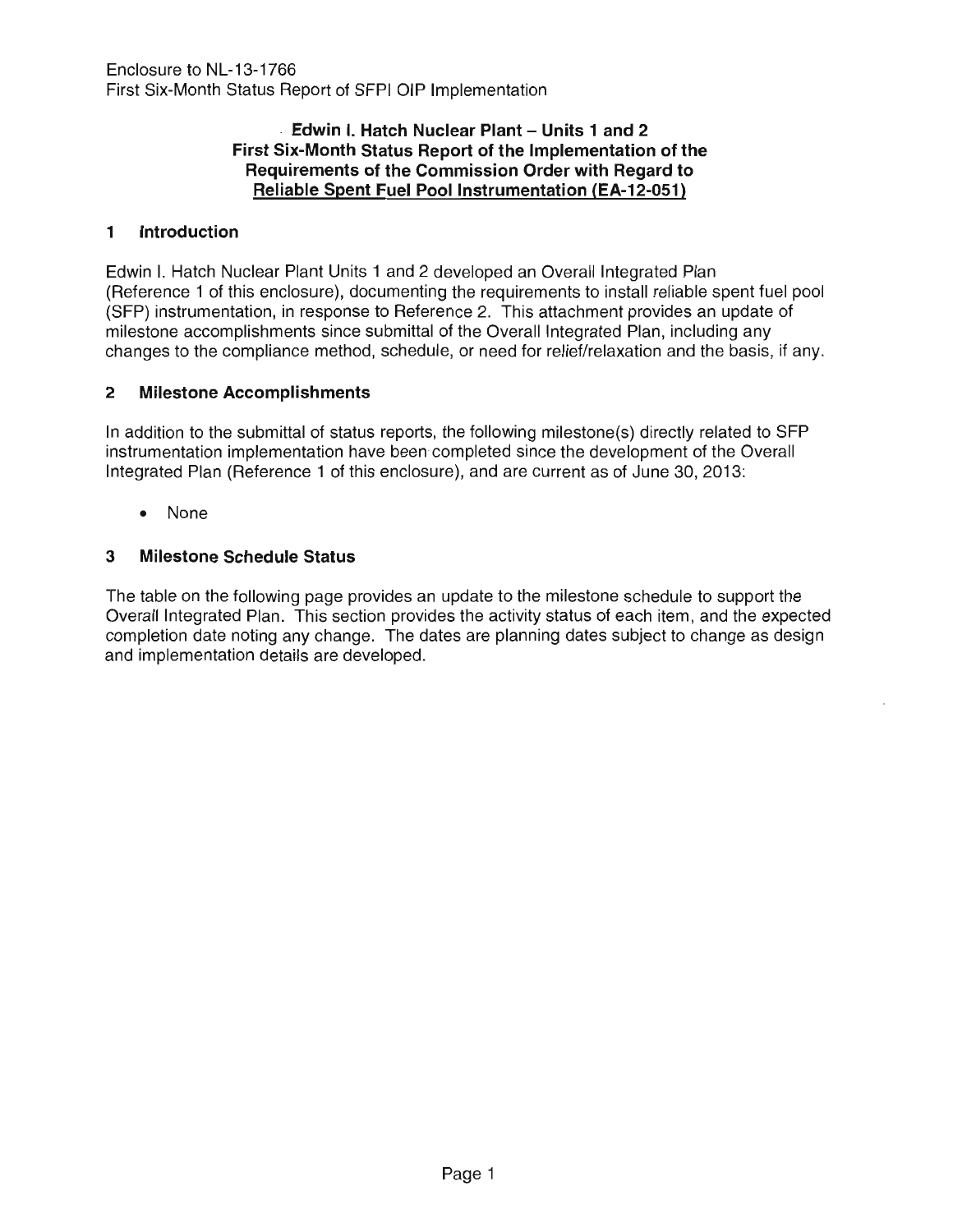Enclosure to NL-13-1766
First Six-Month Status Report of SFPI OIP Implementation

**Edwin I. Hatch Nuclear Plant – Units 1 and 2**
**First Six-Month Status Report of the Implementation of the Requirements of the Commission Order with Regard to Reliable Spent Fuel Pool Instrumentation (EA-12-051)**

## 1 Introduction

Edwin I. Hatch Nuclear Plant Units 1 and 2 developed an Overall Integrated Plan (Reference 1 of this enclosure), documenting the requirements to install reliable spent fuel pool (SFP) instrumentation, in response to Reference 2. This attachment provides an update of milestone accomplishments since submittal of the Overall Integrated Plan, including any changes to the compliance method, schedule, or need for relief/relaxation and the basis, if any.

## 2 Milestone Accomplishments

In addition to the submittal of status reports, the following milestone(s) directly related to SFP instrumentation implementation have been completed since the development of the Overall Integrated Plan (Reference 1 of this enclosure), and are current as of June 30, 2013:

- None

## 3 Milestone Schedule Status

The table on the following page provides an update to the milestone schedule to support the Overall Integrated Plan. This section provides the activity status of each item, and the expected completion date noting any change. The dates are planning dates subject to change as design and implementation details are developed.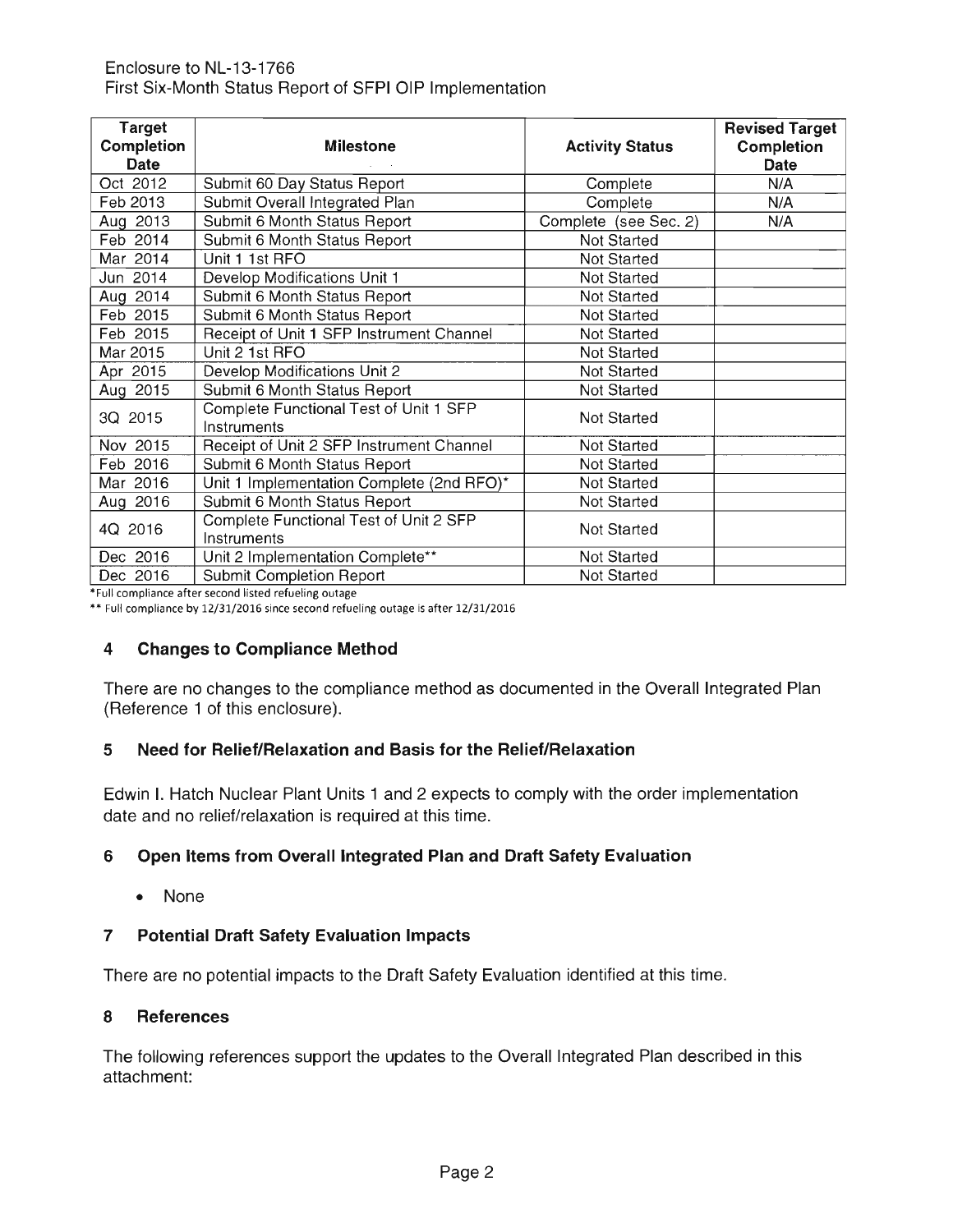Enclosure to NL-13-1766
First Six-Month Status Report of SFPI OIP Implementation

| Target Completion Date | Milestone | Activity Status | Revised Target Completion Date |
|---|---|---|---|
| Oct 2012 | Submit 60 Day Status Report | Complete | N/A |
| Feb 2013 | Submit Overall Integrated Plan | Complete | N/A |
| Aug 2013 | Submit 6 Month Status Report | Complete (see Sec. 2) | N/A |
| Feb 2014 | Submit 6 Month Status Report | Not Started | |
| Mar 2014 | Unit 1 1st RFO | Not Started | |
| Jun 2014 | Develop Modifications Unit 1 | Not Started | |
| Aug 2014 | Submit 6 Month Status Report | Not Started | |
| Feb 2015 | Submit 6 Month Status Report | Not Started | |
| Feb 2015 | Receipt of Unit 1 SFP Instrument Channel | Not Started | |
| Mar 2015 | Unit 2 1st RFO | Not Started | |
| Apr 2015 | Develop Modifications Unit 2 | Not Started | |
| Aug 2015 | Submit 6 Month Status Report | Not Started | |
| 3Q 2015 | Complete Functional Test of Unit 1 SFP Instruments | Not Started | |
| Nov 2015 | Receipt of Unit 2 SFP Instrument Channel | Not Started | |
| Feb 2016 | Submit 6 Month Status Report | Not Started | |
| Mar 2016 | Unit 1 Implementation Complete (2nd RFO)* | Not Started | |
| Aug 2016 | Submit 6 Month Status Report | Not Started | |
| 4Q 2016 | Complete Functional Test of Unit 2 SFP Instruments | Not Started | |
| Dec 2016 | Unit 2 Implementation Complete** | Not Started | |
| Dec 2016 | Submit Completion Report | Not Started | |

*Full compliance after second listed refueling outage

** Full compliance by 12/31/2016 since second refueling outage is after 12/31/2016

## 4 Changes to Compliance Method

There are no changes to the compliance method as documented in the Overall Integrated Plan (Reference 1 of this enclosure).

## 5 Need for Relief/Relaxation and Basis for the Relief/Relaxation

Edwin I. Hatch Nuclear Plant Units 1 and 2 expects to comply with the order implementation date and no relief/relaxation is required at this time.

## 6 Open Items from Overall Integrated Plan and Draft Safety Evaluation

- None

## 7 Potential Draft Safety Evaluation Impacts

There are no potential impacts to the Draft Safety Evaluation identified at this time.

## 8 References

The following references support the updates to the Overall Integrated Plan described in this attachment: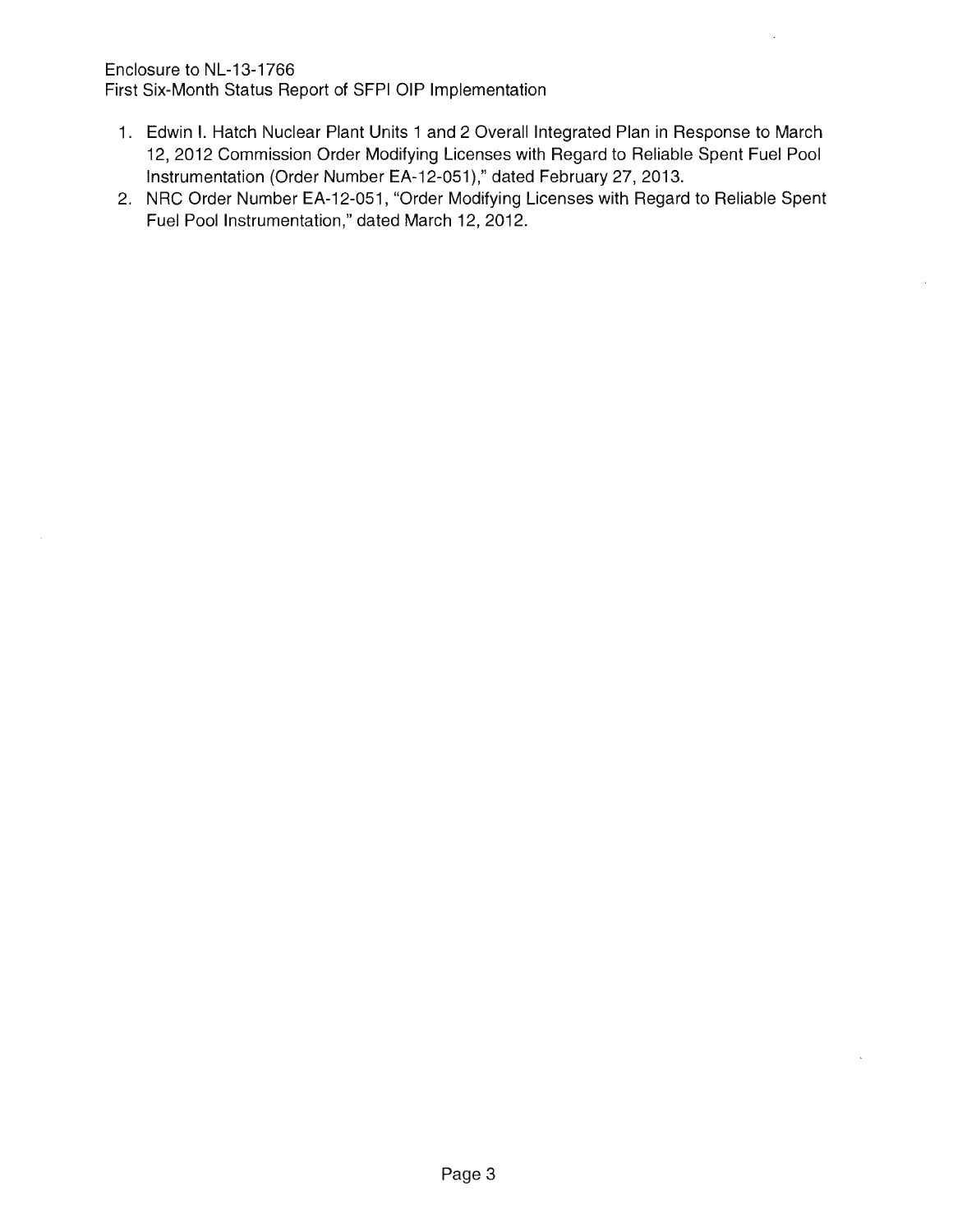1. Edwin I. Hatch Nuclear Plant Units 1 and 2 Overall Integrated Plan in Response to March 12, 2012 Commission Order Modifying Licenses with Regard to Reliable Spent Fuel Pool Instrumentation (Order Number EA-12-051)," dated February 27, 2013.
2. NRC Order Number EA-12-051, "Order Modifying Licenses with Regard to Reliable Spent Fuel Pool Instrumentation," dated March 12, 2012.